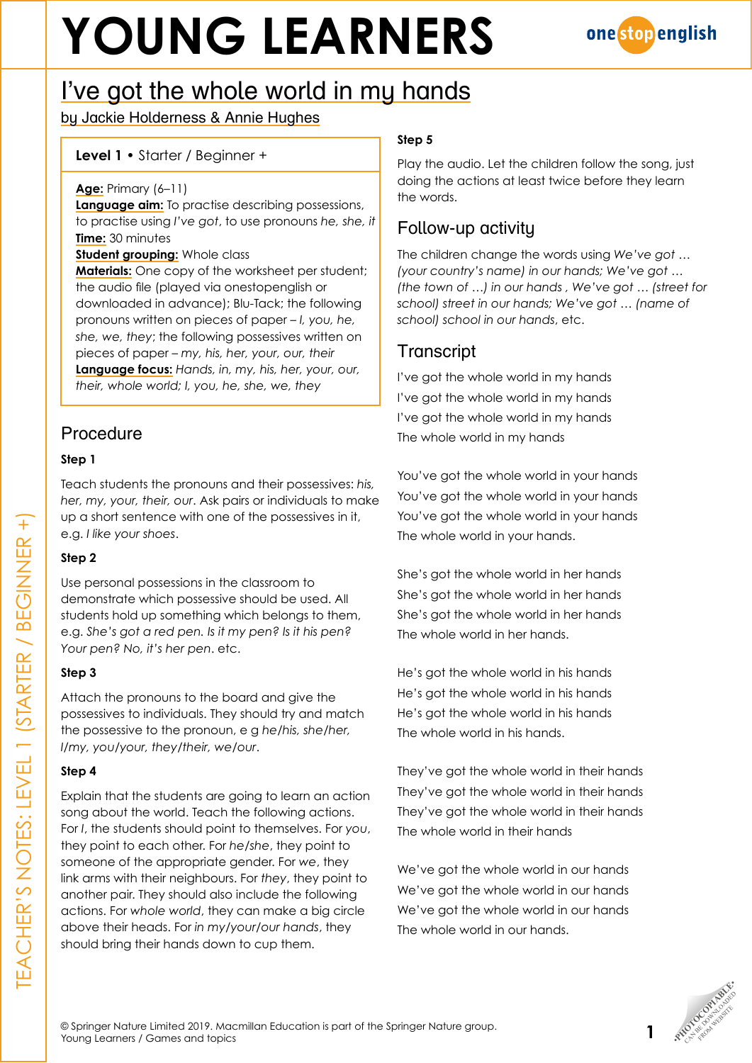# I've got the whole world in my hands

by Jackie Holderness & Annie Hughes

**Level 1** • Starter / Beginner +

**Age:** Primary (6–11)
**Language aim:** To practise describing possessions, to practise using *I've got*, to use pronouns *he, she, it*
**Time:** 30 minutes
**Student grouping:** Whole class
**Materials:** One copy of the worksheet per student; the audio file (played via onestopenglish or downloaded in advance); Blu-Tack; the following pronouns written on pieces of paper – *I, you, he, she, we, they*; the following possessives written on pieces of paper – *my, his, her, your, our, their*
**Language focus:** *Hands, in, my, his, her, your, our, their, whole world; I, you, he, she, we, they*

## Procedure

### Step 1

Teach students the pronouns and their possessives: *his, her, my, your, their, our*. Ask pairs or individuals to make up a short sentence with one of the possessives in it, e.g. *I like your shoes*.

### Step 2

Use personal possessions in the classroom to demonstrate which possessive should be used. All students hold up something which belongs to them, e.g. *She's got a red pen. Is it my pen? Is it his pen? Your pen? No, it's her pen*. etc.

### Step 3

Attach the pronouns to the board and give the possessives to individuals. They should try and match the possessive to the pronoun, e g *he/his, she/her, I/my, you/your, they/their, we/our*.

### Step 4

Explain that the students are going to learn an action song about the world. Teach the following actions. For *I*, the students should point to themselves. For *you*, they point to each other. For *he/she*, they point to someone of the appropriate gender. For *we*, they link arms with their neighbours. For *they*, they point to another pair. They should also include the following actions. For *whole world*, they can make a big circle above their heads. For *in my/your/our hands*, they should bring their hands down to cup them.

### Step 5

Play the audio. Let the children follow the song, just doing the actions at least twice before they learn the words.

## Follow-up activity

The children change the words using *We've got … (your country's name) in our hands; We've got … (the town of …) in our hands , We've got … (street for school) street in our hands; We've got … (name of school) school in our hands*, etc.

## Transcript

I've got the whole world in my hands
I've got the whole world in my hands
I've got the whole world in my hands
The whole world in my hands

You've got the whole world in your hands
You've got the whole world in your hands
You've got the whole world in your hands
The whole world in your hands.

She's got the whole world in her hands
She's got the whole world in her hands
She's got the whole world in her hands
The whole world in her hands.

He's got the whole world in his hands
He's got the whole world in his hands
He's got the whole world in his hands
The whole world in his hands.

They've got the whole world in their hands
They've got the whole world in their hands
They've got the whole world in their hands
The whole world in their hands

We've got the whole world in our hands
We've got the whole world in our hands
We've got the whole world in our hands
The whole world in our hands.

© Springer Nature Limited 2019. Macmillan Education is part of the Springer Nature group.
Young Learners / Games and topics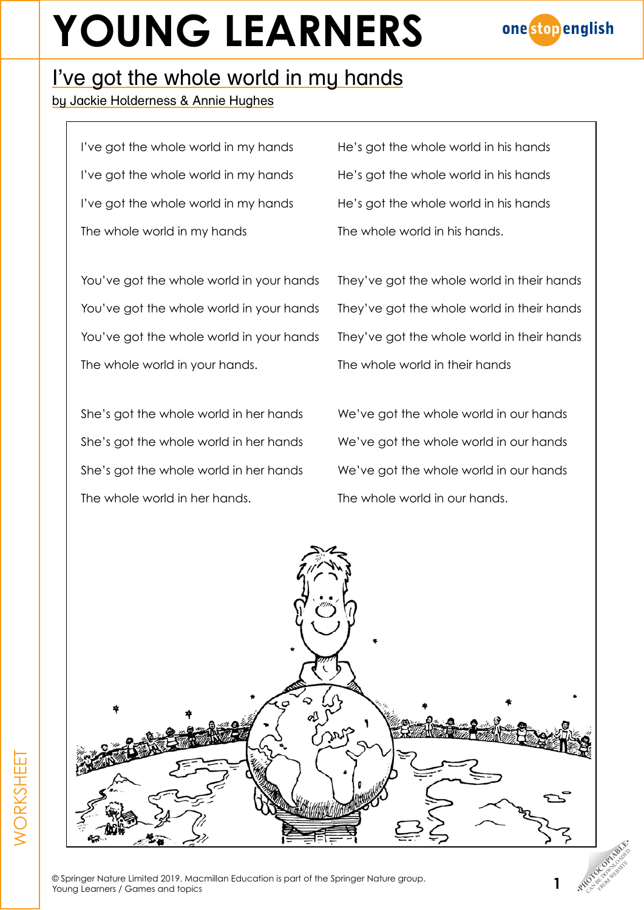# YOUNG LEARNERS

## I've got the whole world in my hands

by Jackie Holderness & Annie Hughes

I've got the whole world in my hands
I've got the whole world in my hands
I've got the whole world in my hands
The whole world in my hands

You've got the whole world in your hands
You've got the whole world in your hands
You've got the whole world in your hands
The whole world in your hands.

She's got the whole world in her hands
She's got the whole world in her hands
She's got the whole world in her hands
The whole world in her hands.

He's got the whole world in his hands
He's got the whole world in his hands
He's got the whole world in his hands
The whole world in his hands.

They've got the whole world in their hands
They've got the whole world in their hands
They've got the whole world in their hands
The whole world in their hands

We've got the whole world in our hands
We've got the whole world in our hands
We've got the whole world in our hands
The whole world in our hands.

© Springer Nature Limited 2019. Macmillan Education is part of the Springer Nature group.
Young Learners / Games and topics